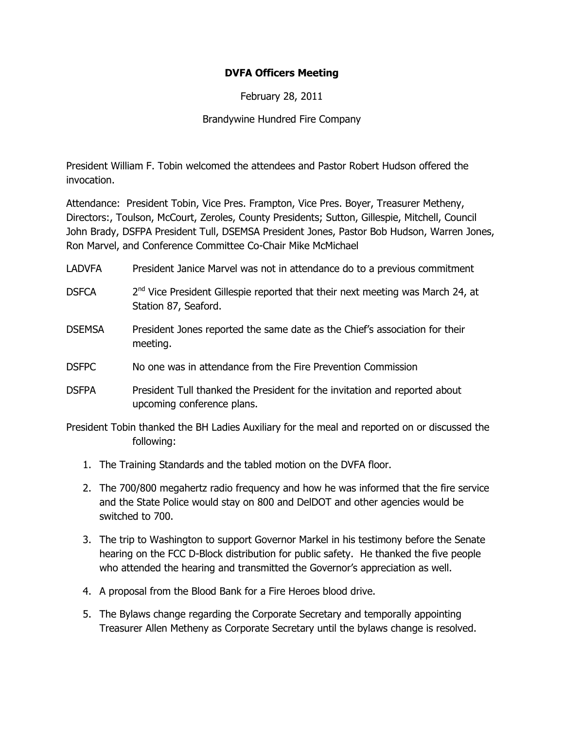**DVFA Officers Meeting**

February 28, 2011

Brandywine Hundred Fire Company

President William F. Tobin welcomed the attendees and Pastor Robert Hudson offered the invocation.

Attendance: President Tobin, Vice Pres. Frampton, Vice Pres. Boyer, Treasurer Metheny, Directors:, Toulson, McCourt, Zeroles, County Presidents; Sutton, Gillespie, Mitchell, Council John Brady, DSFPA President Tull, DSEMSA President Jones, Pastor Bob Hudson, Warren Jones, Ron Marvel, and Conference Committee Co-Chair Mike McMichael

LADVFA President Janice Marvel was not in attendance do to a previous commitment

DSFCA 2nd Vice President Gillespie reported that their next meeting was March 24, at Station 87, Seaford.

DSEMSA President Jones reported the same date as the Chief's association for their meeting.

DSFPC No one was in attendance from the Fire Prevention Commission

DSFPA President Tull thanked the President for the invitation and reported about upcoming conference plans.

President Tobin thanked the BH Ladies Auxiliary for the meal and reported on or discussed the following:

1. The Training Standards and the tabled motion on the DVFA floor.
2. The 700/800 megahertz radio frequency and how he was informed that the fire service and the State Police would stay on 800 and DelDOT and other agencies would be switched to 700.
3. The trip to Washington to support Governor Markel in his testimony before the Senate hearing on the FCC D-Block distribution for public safety. He thanked the five people who attended the hearing and transmitted the Governor's appreciation as well.
4. A proposal from the Blood Bank for a Fire Heroes blood drive.
5. The Bylaws change regarding the Corporate Secretary and temporally appointing Treasurer Allen Metheny as Corporate Secretary until the bylaws change is resolved.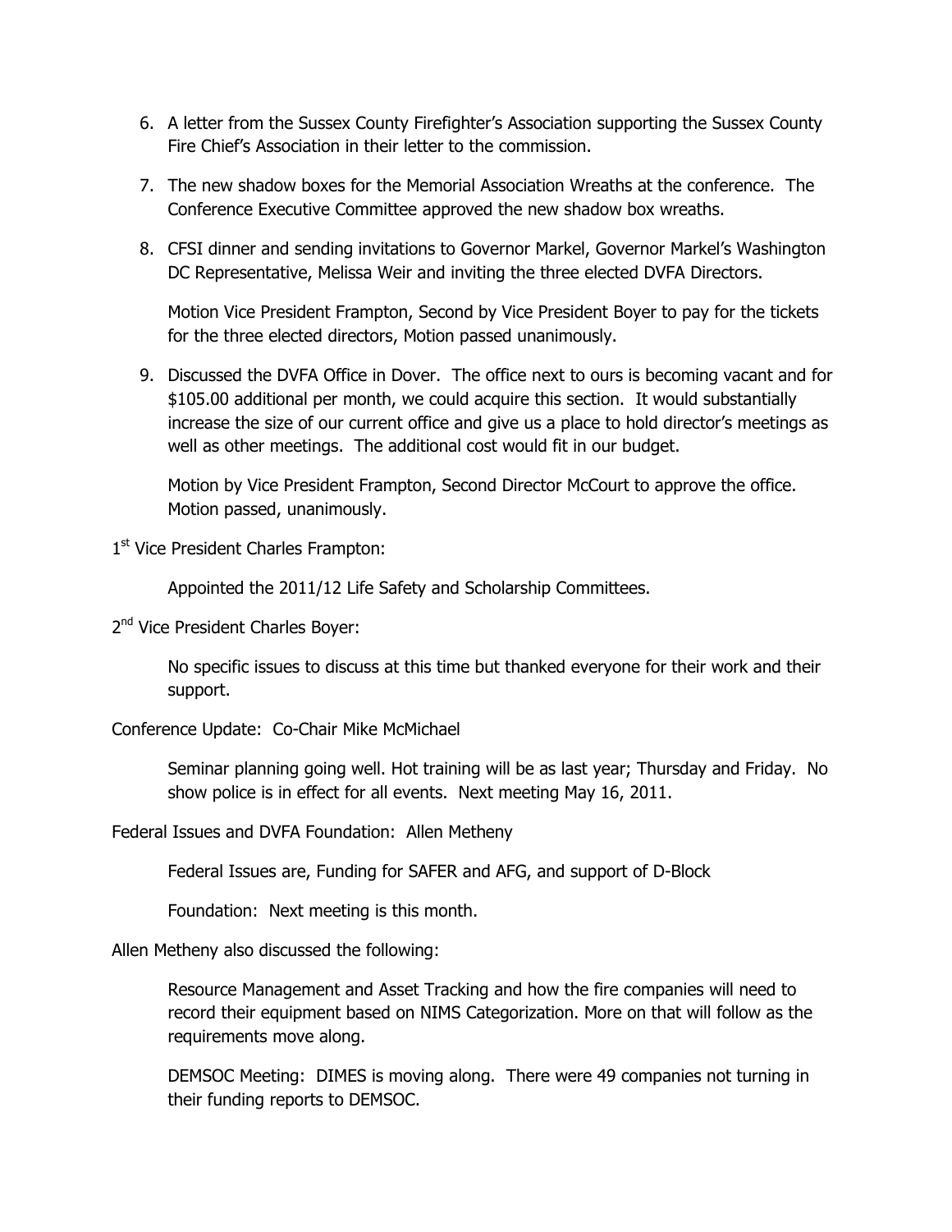6. A letter from the Sussex County Firefighter's Association supporting the Sussex County Fire Chief's Association in their letter to the commission.

7. The new shadow boxes for the Memorial Association Wreaths at the conference. The Conference Executive Committee approved the new shadow box wreaths.

8. CFSI dinner and sending invitations to Governor Markel, Governor Markel's Washington DC Representative, Melissa Weir and inviting the three elected DVFA Directors.

   Motion Vice President Frampton, Second by Vice President Boyer to pay for the tickets for the three elected directors, Motion passed unanimously.

9. Discussed the DVFA Office in Dover. The office next to ours is becoming vacant and for $105.00 additional per month, we could acquire this section. It would substantially increase the size of our current office and give us a place to hold director's meetings as well as other meetings. The additional cost would fit in our budget.

   Motion by Vice President Frampton, Second Director McCourt to approve the office. Motion passed, unanimously.

1st Vice President Charles Frampton:

Appointed the 2011/12 Life Safety and Scholarship Committees.

2nd Vice President Charles Boyer:

No specific issues to discuss at this time but thanked everyone for their work and their support.

Conference Update: Co-Chair Mike McMichael

Seminar planning going well. Hot training will be as last year; Thursday and Friday. No show police is in effect for all events. Next meeting May 16, 2011.

Federal Issues and DVFA Foundation: Allen Metheny

Federal Issues are, Funding for SAFER and AFG, and support of D-Block

Foundation: Next meeting is this month.

Allen Metheny also discussed the following:

Resource Management and Asset Tracking and how the fire companies will need to record their equipment based on NIMS Categorization. More on that will follow as the requirements move along.

DEMSOC Meeting: DIMES is moving along. There were 49 companies not turning in their funding reports to DEMSOC.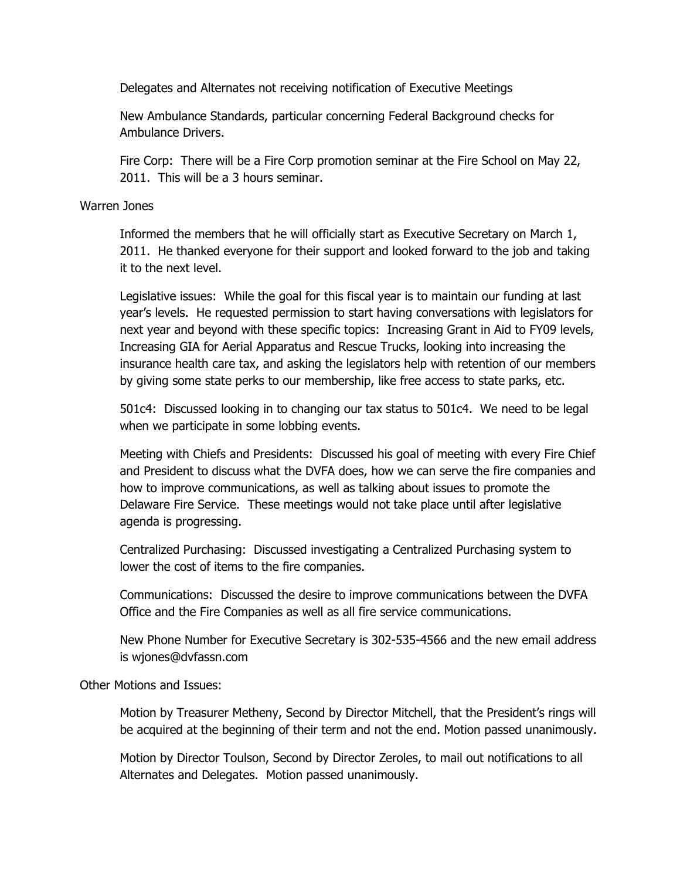Delegates and Alternates not receiving notification of Executive Meetings

New Ambulance Standards, particular concerning Federal Background checks for Ambulance Drivers.

Fire Corp: There will be a Fire Corp promotion seminar at the Fire School on May 22, 2011. This will be a 3 hours seminar.

Warren Jones

Informed the members that he will officially start as Executive Secretary on March 1, 2011. He thanked everyone for their support and looked forward to the job and taking it to the next level.

Legislative issues: While the goal for this fiscal year is to maintain our funding at last year's levels. He requested permission to start having conversations with legislators for next year and beyond with these specific topics: Increasing Grant in Aid to FY09 levels, Increasing GIA for Aerial Apparatus and Rescue Trucks, looking into increasing the insurance health care tax, and asking the legislators help with retention of our members by giving some state perks to our membership, like free access to state parks, etc.

501c4: Discussed looking in to changing our tax status to 501c4. We need to be legal when we participate in some lobbing events.

Meeting with Chiefs and Presidents: Discussed his goal of meeting with every Fire Chief and President to discuss what the DVFA does, how we can serve the fire companies and how to improve communications, as well as talking about issues to promote the Delaware Fire Service. These meetings would not take place until after legislative agenda is progressing.

Centralized Purchasing: Discussed investigating a Centralized Purchasing system to lower the cost of items to the fire companies.

Communications: Discussed the desire to improve communications between the DVFA Office and the Fire Companies as well as all fire service communications.

New Phone Number for Executive Secretary is 302-535-4566 and the new email address is wjones@dvfassn.com

Other Motions and Issues:

Motion by Treasurer Metheny, Second by Director Mitchell, that the President's rings will be acquired at the beginning of their term and not the end. Motion passed unanimously.

Motion by Director Toulson, Second by Director Zeroles, to mail out notifications to all Alternates and Delegates. Motion passed unanimously.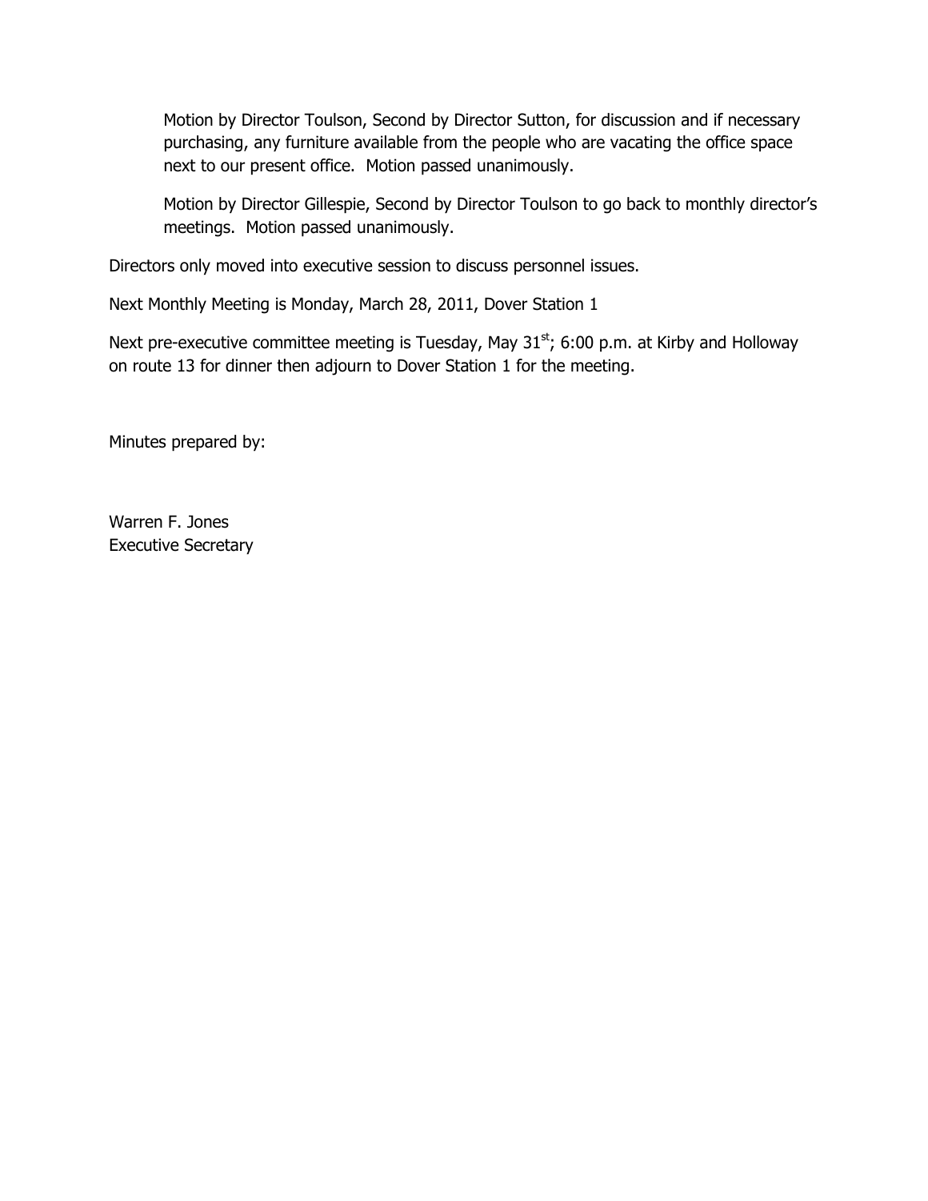Motion by Director Toulson, Second by Director Sutton, for discussion and if necessary purchasing, any furniture available from the people who are vacating the office space next to our present office. Motion passed unanimously.

Motion by Director Gillespie, Second by Director Toulson to go back to monthly director's meetings. Motion passed unanimously.

Directors only moved into executive session to discuss personnel issues.

Next Monthly Meeting is Monday, March 28, 2011, Dover Station 1

Next pre-executive committee meeting is Tuesday, May 31st; 6:00 p.m. at Kirby and Holloway on route 13 for dinner then adjourn to Dover Station 1 for the meeting.

Minutes prepared by:

Warren F. Jones
Executive Secretary